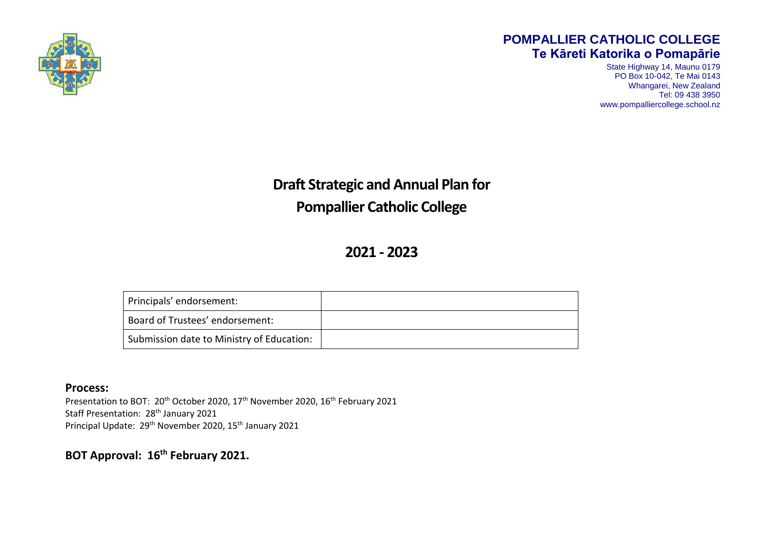**POMPALLIER CATHOLIC COLLEGE**
**Te Kāreti Katorika o Pomapārie**

State Highway 14, Maunu 0179
PO Box 10-042, Te Mai 0143
Whangarei, New Zealand
Tel: 09 438 3950
www.pompalliercollege.school.nz

# Draft Strategic and Annual Plan for Pompallier Catholic College

## 2021 - 2023

| Principals' endorsement: | |
|---|---|
| Board of Trustees' endorsement: | |
| Submission date to Ministry of Education: | |

### Process:

Presentation to BOT: 20th October 2020, 17th November 2020, 16th February 2021
Staff Presentation: 28th January 2021
Principal Update: 29th November 2020, 15th January 2021

**BOT Approval: 16th February 2021.**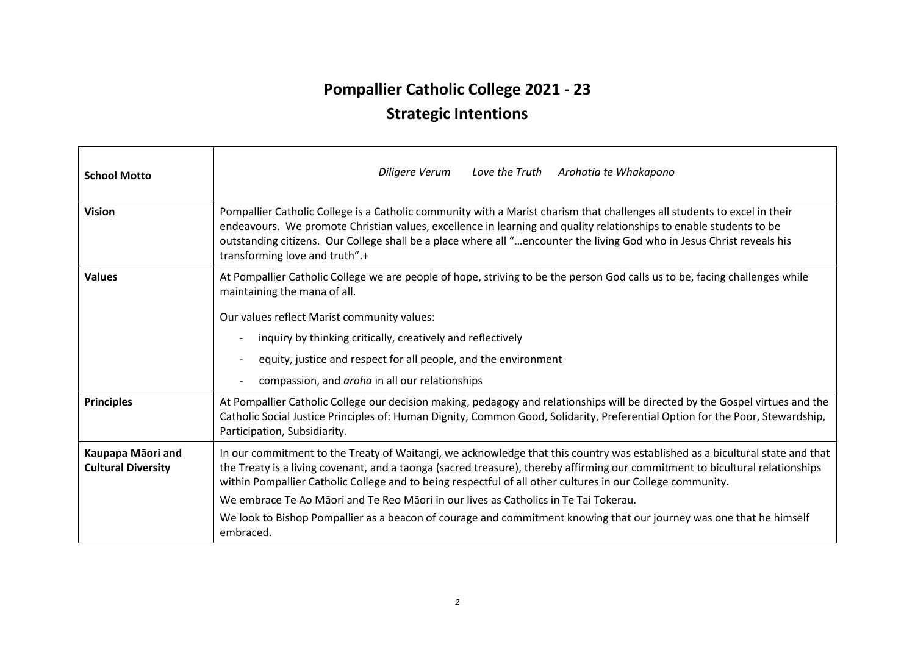# Pompallier Catholic College 2021 - 23
# Strategic Intentions

| | |
|---|---|
| **School Motto** | *Diligere Verum*    *Love the Truth*    *Arohatia te Whakapono* |
| **Vision** | Pompallier Catholic College is a Catholic community with a Marist charism that challenges all students to excel in their endeavours. We promote Christian values, excellence in learning and quality relationships to enable students to be outstanding citizens. Our College shall be a place where all "…encounter the living God who in Jesus Christ reveals his transforming love and truth".+ |
| **Values** | At Pompallier Catholic College we are people of hope, striving to be the person God calls us to be, facing challenges while maintaining the mana of all.<br><br>Our values reflect Marist community values:<br>- inquiry by thinking critically, creatively and reflectively<br>- equity, justice and respect for all people, and the environment<br>- compassion, and *aroha* in all our relationships |
| **Principles** | At Pompallier Catholic College our decision making, pedagogy and relationships will be directed by the Gospel virtues and the Catholic Social Justice Principles of: Human Dignity, Common Good, Solidarity, Preferential Option for the Poor, Stewardship, Participation, Subsidiarity. |
| **Kaupapa Māori and Cultural Diversity** | In our commitment to the Treaty of Waitangi, we acknowledge that this country was established as a bicultural state and that the Treaty is a living covenant, and a taonga (sacred treasure), thereby affirming our commitment to bicultural relationships within Pompallier Catholic College and to being respectful of all other cultures in our College community.<br><br>We embrace Te Ao Māori and Te Reo Māori in our lives as Catholics in Te Tai Tokerau.<br><br>We look to Bishop Pompallier as a beacon of courage and commitment knowing that our journey was one that he himself embraced. |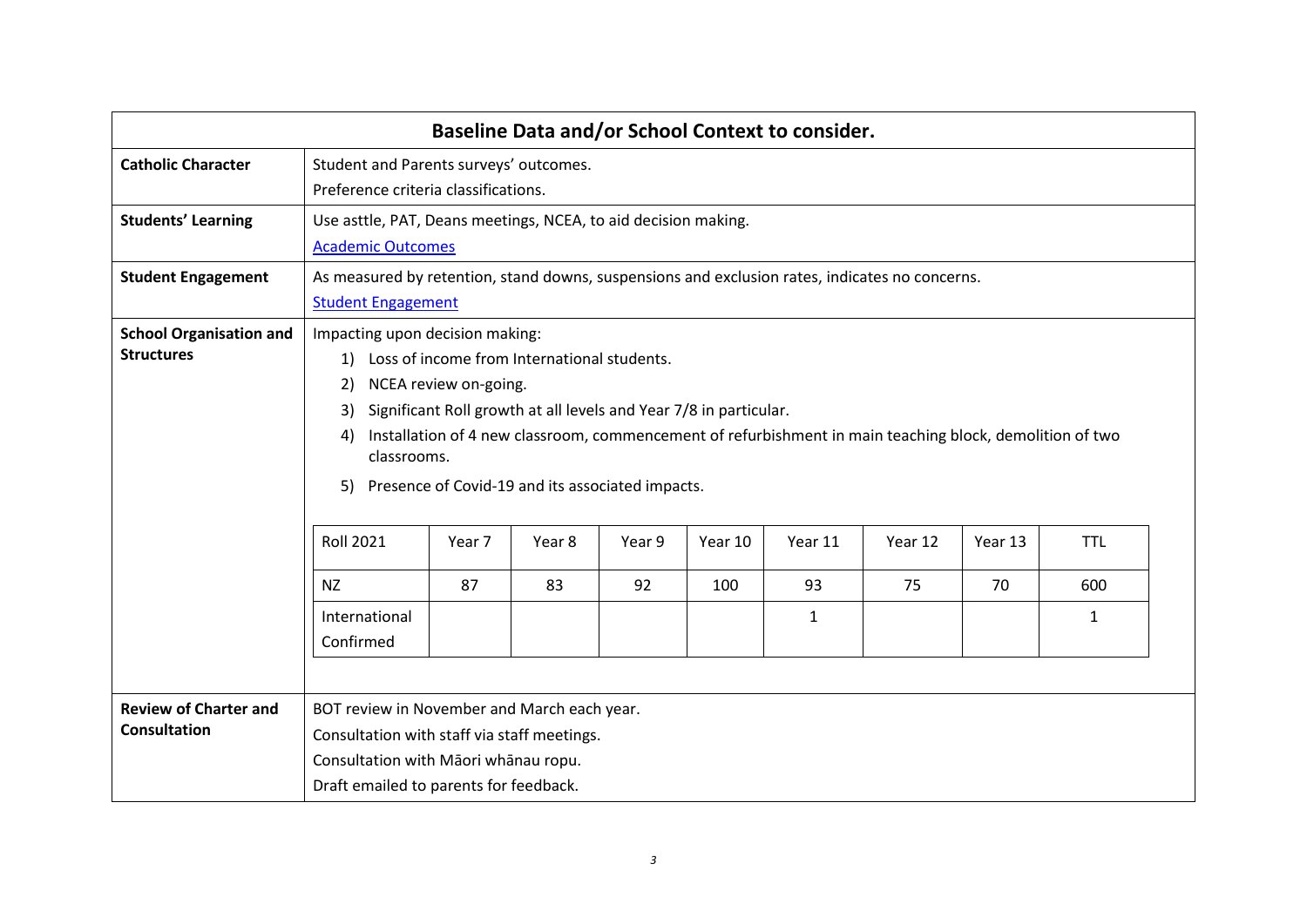## Baseline Data and/or School Context to consider.

| | |
|---|---|
| **Catholic Character** | Student and Parents surveys' outcomes.<br>Preference criteria classifications. |
| **Students' Learning** | Use asttle, PAT, Deans meetings, NCEA, to aid decision making.<br>[Academic Outcomes]() |
| **Student Engagement** | As measured by retention, stand downs, suspensions and exclusion rates, indicates no concerns.<br>[Student Engagement]() |
| **School Organisation and Structures** | Impacting upon decision making:<br>1) Loss of income from International students.<br>2) NCEA review on-going.<br>3) Significant Roll growth at all levels and Year 7/8 in particular.<br>4) Installation of 4 new classroom, commencement of refurbishment in main teaching block, demolition of two classrooms.<br>5) Presence of Covid-19 and its associated impacts. |
| **Review of Charter and Consultation** | BOT review in November and March each year.<br>Consultation with staff via staff meetings.<br>Consultation with Māori whānau ropu.<br>Draft emailed to parents for feedback. |

| Roll 2021 | Year 7 | Year 8 | Year 9 | Year 10 | Year 11 | Year 12 | Year 13 | TTL |
|---|---|---|---|---|---|---|---|---|
| NZ | 87 | 83 | 92 | 100 | 93 | 75 | 70 | 600 |
| International Confirmed | | | | | 1 | | | 1 |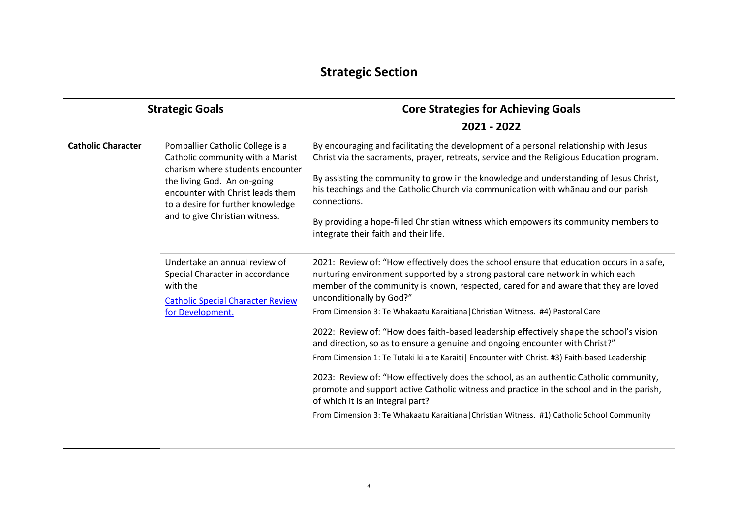# Strategic Section

| Strategic Goals | | Core Strategies for Achieving Goals 2021 - 2022 |
|---|---|---|
| **Catholic Character** | Pompallier Catholic College is a Catholic community with a Marist charism where students encounter the living God. An on-going encounter with Christ leads them to a desire for further knowledge and to give Christian witness. | By encouraging and facilitating the development of a personal relationship with Jesus Christ via the sacraments, prayer, retreats, service and the Religious Education program.<br><br>By assisting the community to grow in the knowledge and understanding of Jesus Christ, his teachings and the Catholic Church via communication with whānau and our parish connections.<br><br>By providing a hope-filled Christian witness which empowers its community members to integrate their faith and their life. |
| | Undertake an annual review of Special Character in accordance with the [Catholic Special Character Review for Development.]() | 2021: Review of: "How effectively does the school ensure that education occurs in a safe, nurturing environment supported by a strong pastoral care network in which each member of the community is known, respected, cared for and aware that they are loved unconditionally by God?"<br>From Dimension 3: Te Whakaatu Karaitiana\|Christian Witness. #4) Pastoral Care<br><br>2022: Review of: "How does faith-based leadership effectively shape the school's vision and direction, so as to ensure a genuine and ongoing encounter with Christ?"<br>From Dimension 1: Te Tutaki ki a te Karaiti\| Encounter with Christ. #3) Faith-based Leadership<br><br>2023: Review of: "How effectively does the school, as an authentic Catholic community, promote and support active Catholic witness and practice in the school and in the parish, of which it is an integral part?<br>From Dimension 3: Te Whakaatu Karaitiana\|Christian Witness. #1) Catholic School Community |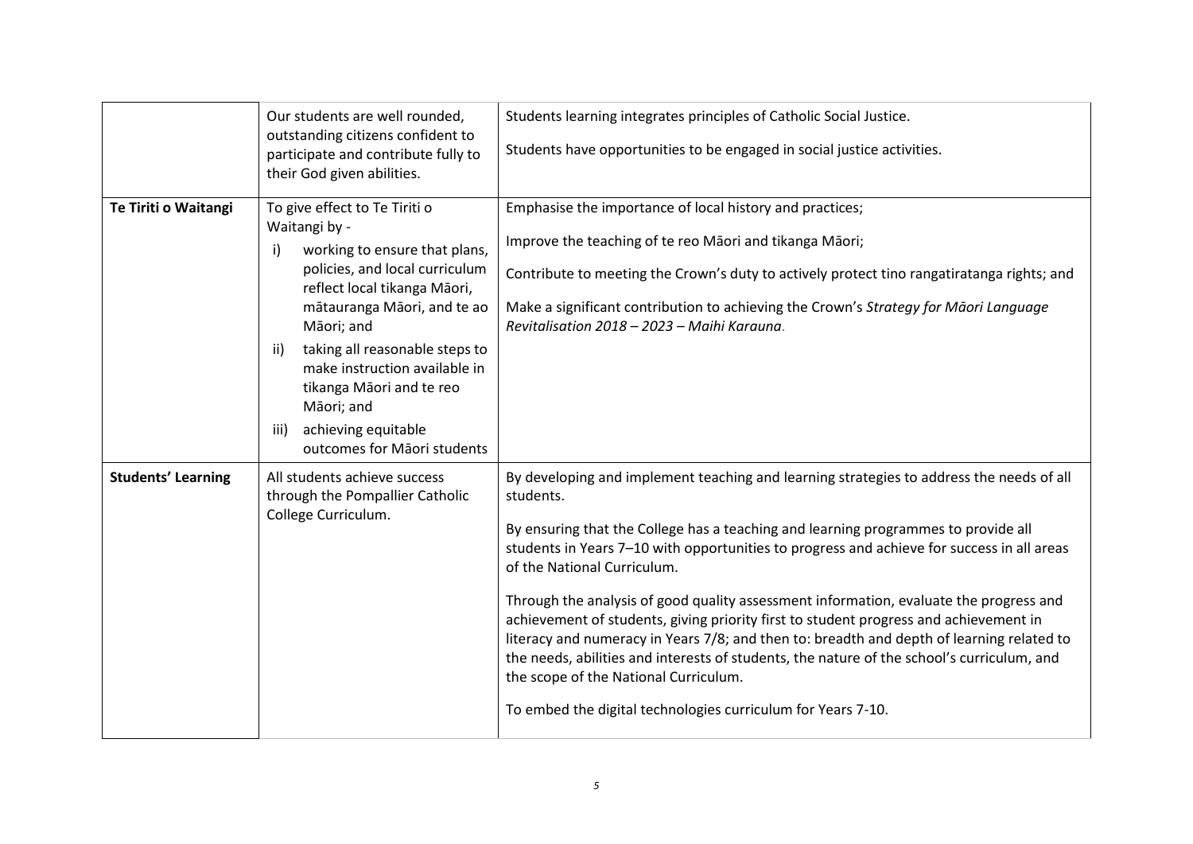| | | |
|---|---|---|
| | Our students are well rounded, outstanding citizens confident to participate and contribute fully to their God given abilities. | Students learning integrates principles of Catholic Social Justice.<br><br>Students have opportunities to be engaged in social justice activities. |
| **Te Tiriti o Waitangi** | To give effect to Te Tiriti o Waitangi by -<br>i) working to ensure that plans, policies, and local curriculum reflect local tikanga Māori, mātauranga Māori, and te ao Māori; and<br>ii) taking all reasonable steps to make instruction available in tikanga Māori and te reo Māori; and<br>iii) achieving equitable outcomes for Māori students | Emphasise the importance of local history and practices;<br><br>Improve the teaching of te reo Māori and tikanga Māori;<br><br>Contribute to meeting the Crown's duty to actively protect tino rangatiratanga rights; and<br><br>Make a significant contribution to achieving the Crown's *Strategy for Māori Language Revitalisation 2018 – 2023 – Maihi Karauna*. |
| **Students' Learning** | All students achieve success through the Pompallier Catholic College Curriculum. | By developing and implement teaching and learning strategies to address the needs of all students.<br><br>By ensuring that the College has a teaching and learning programmes to provide all students in Years 7–10 with opportunities to progress and achieve for success in all areas of the National Curriculum.<br><br>Through the analysis of good quality assessment information, evaluate the progress and achievement of students, giving priority first to student progress and achievement in literacy and numeracy in Years 7/8; and then to: breadth and depth of learning related to the needs, abilities and interests of students, the nature of the school's curriculum, and the scope of the National Curriculum.<br><br>To embed the digital technologies curriculum for Years 7-10. |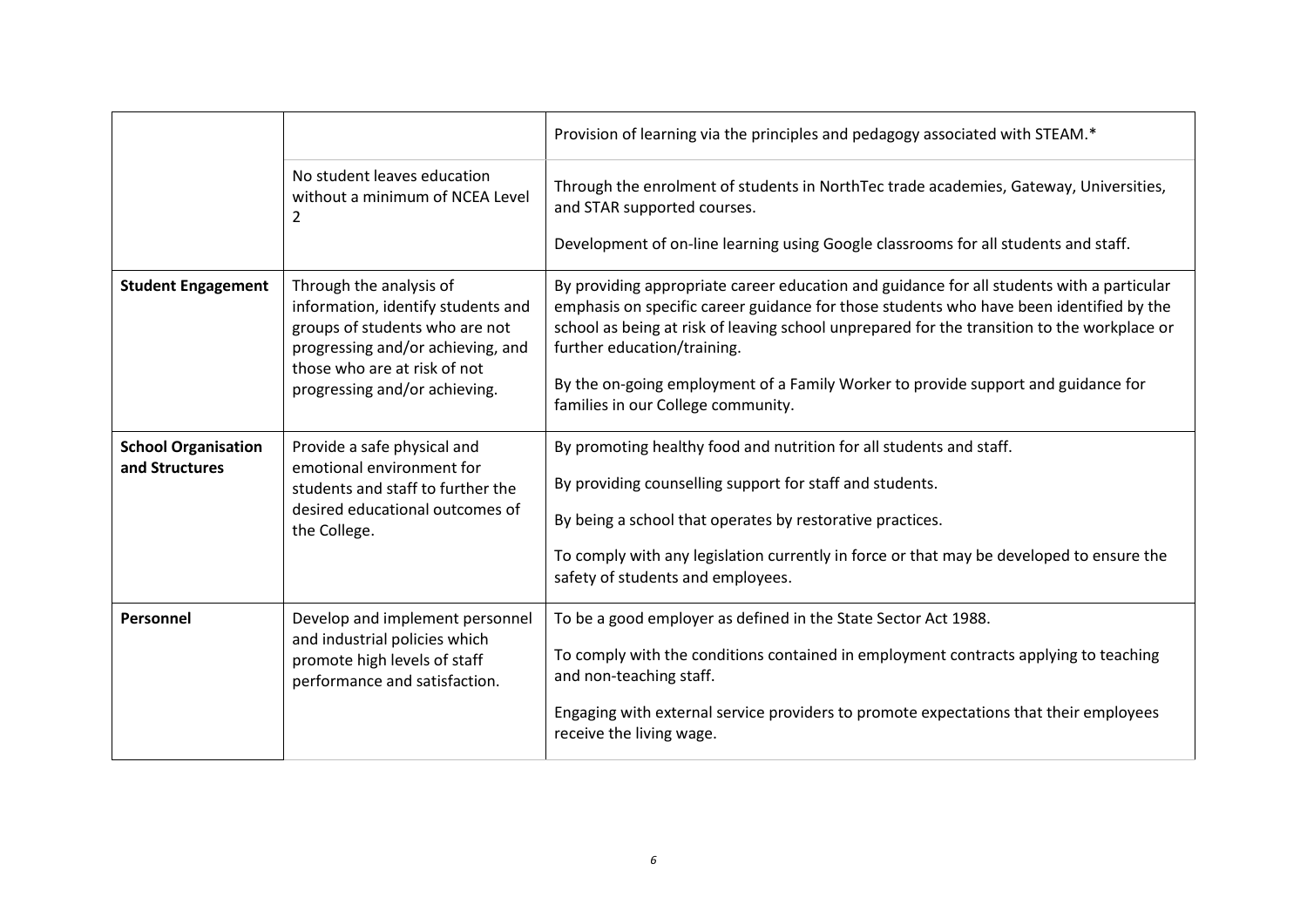| | | |
|---|---|---|
| | | Provision of learning via the principles and pedagogy associated with STEAM.* |
| | No student leaves education without a minimum of NCEA Level 2 | Through the enrolment of students in NorthTec trade academies, Gateway, Universities, and STAR supported courses.<br><br>Development of on-line learning using Google classrooms for all students and staff. |
| **Student Engagement** | Through the analysis of information, identify students and groups of students who are not progressing and/or achieving, and those who are at risk of not progressing and/or achieving. | By providing appropriate career education and guidance for all students with a particular emphasis on specific career guidance for those students who have been identified by the school as being at risk of leaving school unprepared for the transition to the workplace or further education/training.<br><br>By the on-going employment of a Family Worker to provide support and guidance for families in our College community. |
| **School Organisation and Structures** | Provide a safe physical and emotional environment for students and staff to further the desired educational outcomes of the College. | By promoting healthy food and nutrition for all students and staff.<br><br>By providing counselling support for staff and students.<br><br>By being a school that operates by restorative practices.<br><br>To comply with any legislation currently in force or that may be developed to ensure the safety of students and employees. |
| **Personnel** | Develop and implement personnel and industrial policies which promote high levels of staff performance and satisfaction. | To be a good employer as defined in the State Sector Act 1988.<br><br>To comply with the conditions contained in employment contracts applying to teaching and non-teaching staff.<br><br>Engaging with external service providers to promote expectations that their employees receive the living wage. |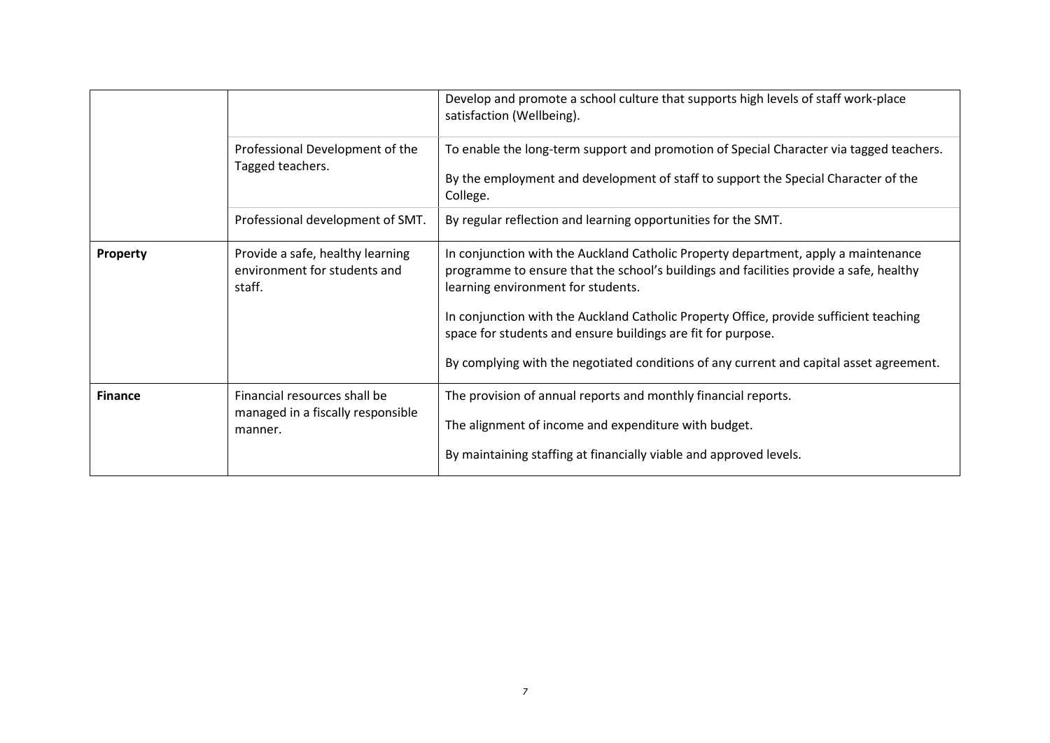| | | |
|---|---|---|
| | | Develop and promote a school culture that supports high levels of staff work-place satisfaction (Wellbeing). |
| | Professional Development of the Tagged teachers. | To enable the long-term support and promotion of Special Character via tagged teachers.<br><br>By the employment and development of staff to support the Special Character of the College. |
| | Professional development of SMT. | By regular reflection and learning opportunities for the SMT. |
| **Property** | Provide a safe, healthy learning environment for students and staff. | In conjunction with the Auckland Catholic Property department, apply a maintenance programme to ensure that the school's buildings and facilities provide a safe, healthy learning environment for students.<br><br>In conjunction with the Auckland Catholic Property Office, provide sufficient teaching space for students and ensure buildings are fit for purpose.<br><br>By complying with the negotiated conditions of any current and capital asset agreement. |
| **Finance** | Financial resources shall be managed in a fiscally responsible manner. | The provision of annual reports and monthly financial reports.<br><br>The alignment of income and expenditure with budget.<br><br>By maintaining staffing at financially viable and approved levels. |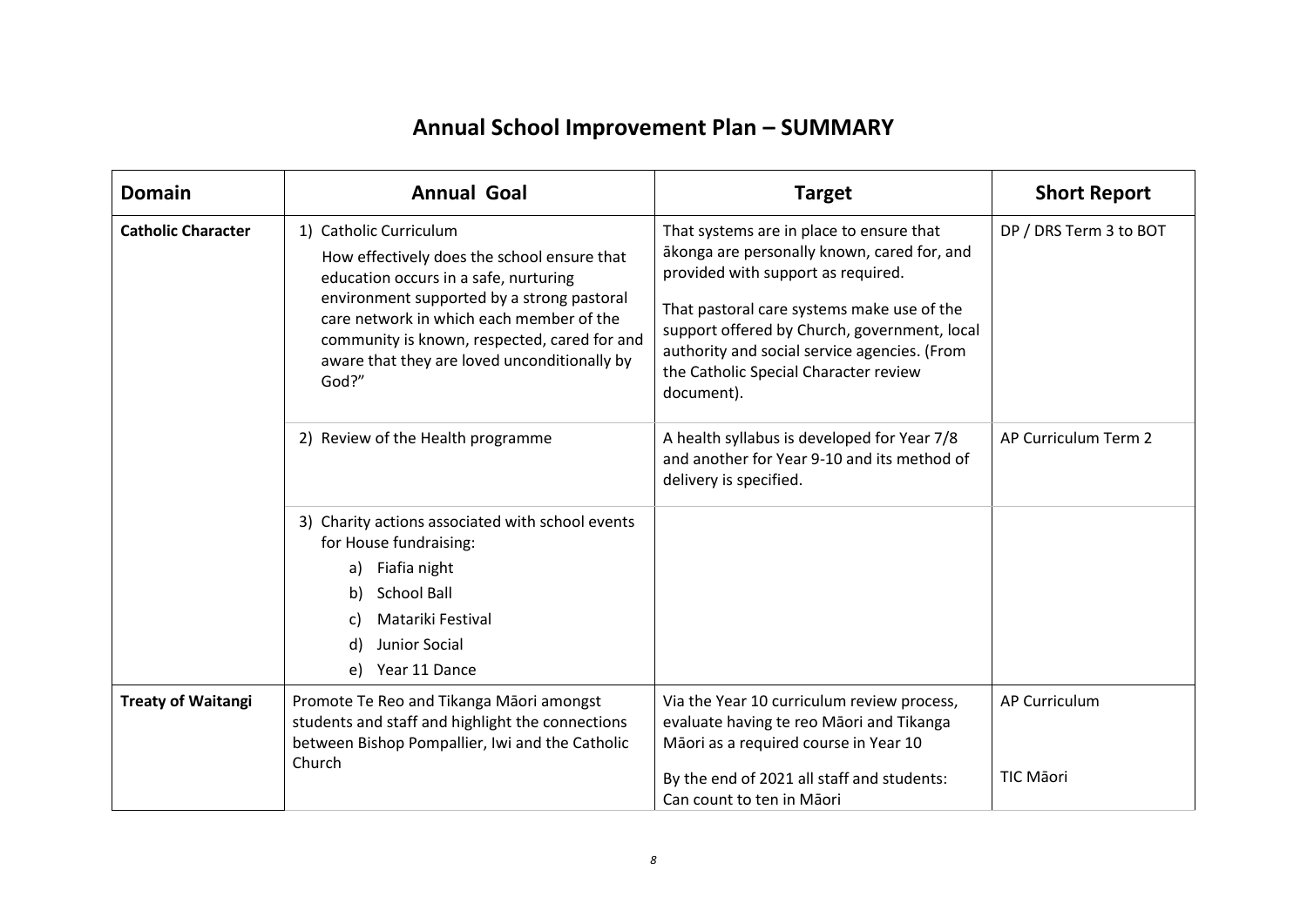# Annual School Improvement Plan – SUMMARY

| Domain | Annual Goal | Target | Short Report |
|---|---|---|---|
| **Catholic Character** | 1) Catholic Curriculum<br>How effectively does the school ensure that education occurs in a safe, nurturing environment supported by a strong pastoral care network in which each member of the community is known, respected, cared for and aware that they are loved unconditionally by God?" | That systems are in place to ensure that ākonga are personally known, cared for, and provided with support as required.<br><br>That pastoral care systems make use of the support offered by Church, government, local authority and social service agencies. (From the Catholic Special Character review document). | DP / DRS Term 3 to BOT |
| | 2) Review of the Health programme | A health syllabus is developed for Year 7/8 and another for Year 9-10 and its method of delivery is specified. | AP Curriculum Term 2 |
| | 3) Charity actions associated with school events for House fundraising:<br>a) Fiafia night<br>b) School Ball<br>c) Matariki Festival<br>d) Junior Social<br>e) Year 11 Dance | | |
| **Treaty of Waitangi** | Promote Te Reo and Tikanga Māori amongst students and staff and highlight the connections between Bishop Pompallier, Iwi and the Catholic Church | Via the Year 10 curriculum review process, evaluate having te reo Māori and Tikanga Māori as a required course in Year 10<br><br>By the end of 2021 all staff and students:<br>Can count to ten in Māori | AP Curriculum<br><br>TIC Māori |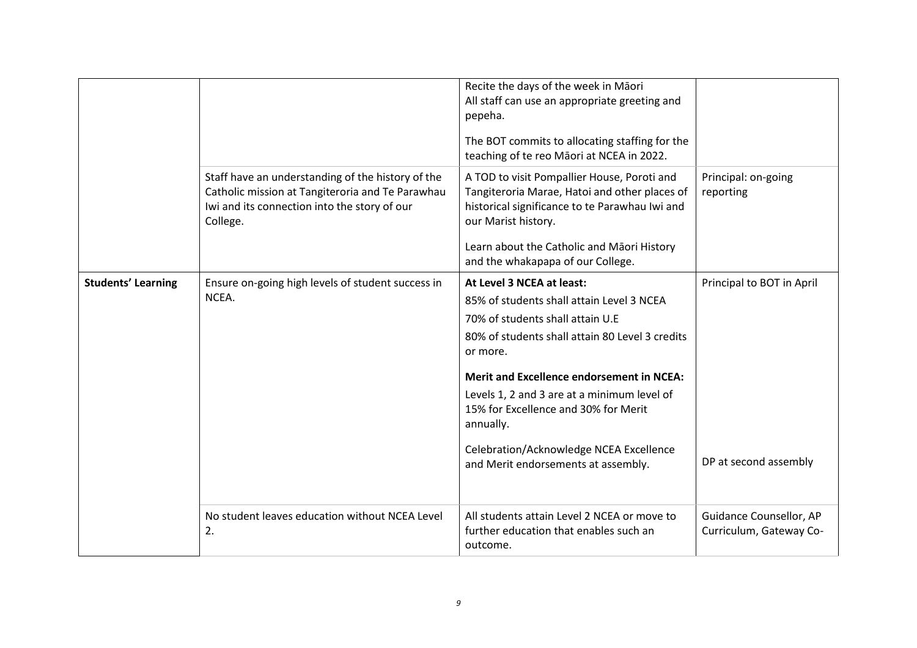| | | | |
|---|---|---|---|
| | | Recite the days of the week in Māori<br>All staff can use an appropriate greeting and pepeha.<br><br>The BOT commits to allocating staffing for the teaching of te reo Māori at NCEA in 2022. | |
| | Staff have an understanding of the history of the Catholic mission at Tangiteroria and Te Parawhau Iwi and its connection into the story of our College. | A TOD to visit Pompallier House, Poroti and Tangiteroria Marae, Hatoi and other places of historical significance to te Parawhau Iwi and our Marist history.<br><br>Learn about the Catholic and Māori History and the whakapapa of our College. | Principal: on-going reporting |
| **Students' Learning** | Ensure on-going high levels of student success in NCEA. | **At Level 3 NCEA at least:**<br>85% of students shall attain Level 3 NCEA<br>70% of students shall attain U.E<br>80% of students shall attain 80 Level 3 credits or more.<br><br>**Merit and Excellence endorsement in NCEA:**<br>Levels 1, 2 and 3 are at a minimum level of 15% for Excellence and 30% for Merit annually.<br><br>Celebration/Acknowledge NCEA Excellence and Merit endorsements at assembly. | Principal to BOT in April<br><br>DP at second assembly |
| | No student leaves education without NCEA Level 2. | All students attain Level 2 NCEA or move to further education that enables such an outcome. | Guidance Counsellor, AP Curriculum, Gateway Co- |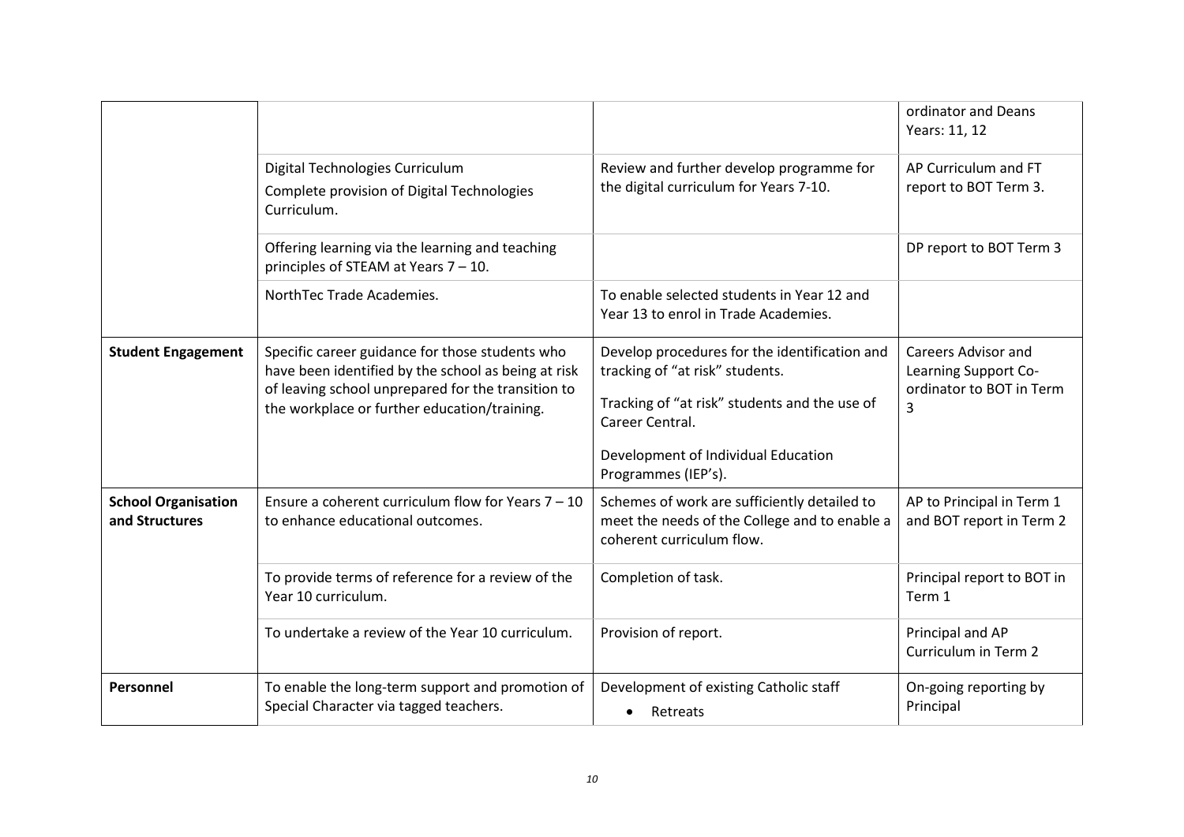|  |  |  | ordinator and Deans Years: 11, 12 |
|---|---|---|---|
|  | Digital Technologies Curriculum<br>Complete provision of Digital Technologies Curriculum. | Review and further develop programme for the digital curriculum for Years 7-10. | AP Curriculum and FT report to BOT Term 3. |
|  | Offering learning via the learning and teaching principles of STEAM at Years 7 – 10. |  | DP report to BOT Term 3 |
|  | NorthTec Trade Academies. | To enable selected students in Year 12 and Year 13 to enrol in Trade Academies. |  |
| **Student Engagement** | Specific career guidance for those students who have been identified by the school as being at risk of leaving school unprepared for the transition to the workplace or further education/training. | Develop procedures for the identification and tracking of "at risk" students.<br><br>Tracking of "at risk" students and the use of Career Central.<br><br>Development of Individual Education Programmes (IEP's). | Careers Advisor and Learning Support Co-ordinator to BOT in Term 3 |
| **School Organisation and Structures** | Ensure a coherent curriculum flow for Years 7 – 10 to enhance educational outcomes. | Schemes of work are sufficiently detailed to meet the needs of the College and to enable a coherent curriculum flow. | AP to Principal in Term 1 and BOT report in Term 2 |
|  | To provide terms of reference for a review of the Year 10 curriculum. | Completion of task. | Principal report to BOT in Term 1 |
|  | To undertake a review of the Year 10 curriculum. | Provision of report. | Principal and AP Curriculum in Term 2 |
| **Personnel** | To enable the long-term support and promotion of Special Character via tagged teachers. | Development of existing Catholic staff<br>• Retreats | On-going reporting by Principal |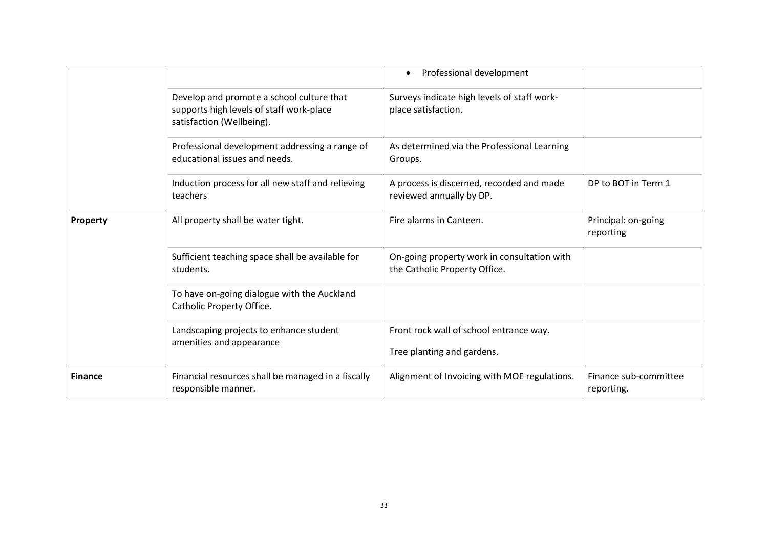| | | | |
|---|---|---|---|
| | | • Professional development | |
| | Develop and promote a school culture that supports high levels of staff work-place satisfaction (Wellbeing). | Surveys indicate high levels of staff work-place satisfaction. | |
| | Professional development addressing a range of educational issues and needs. | As determined via the Professional Learning Groups. | |
| | Induction process for all new staff and relieving teachers | A process is discerned, recorded and made reviewed annually by DP. | DP to BOT in Term 1 |
| **Property** | All property shall be water tight. | Fire alarms in Canteen. | Principal: on-going reporting |
| | Sufficient teaching space shall be available for students. | On-going property work in consultation with the Catholic Property Office. | |
| | To have on-going dialogue with the Auckland Catholic Property Office. | | |
| | Landscaping projects to enhance student amenities and appearance | Front rock wall of school entrance way.<br><br>Tree planting and gardens. | |
| **Finance** | Financial resources shall be managed in a fiscally responsible manner. | Alignment of Invoicing with MOE regulations. | Finance sub-committee reporting. |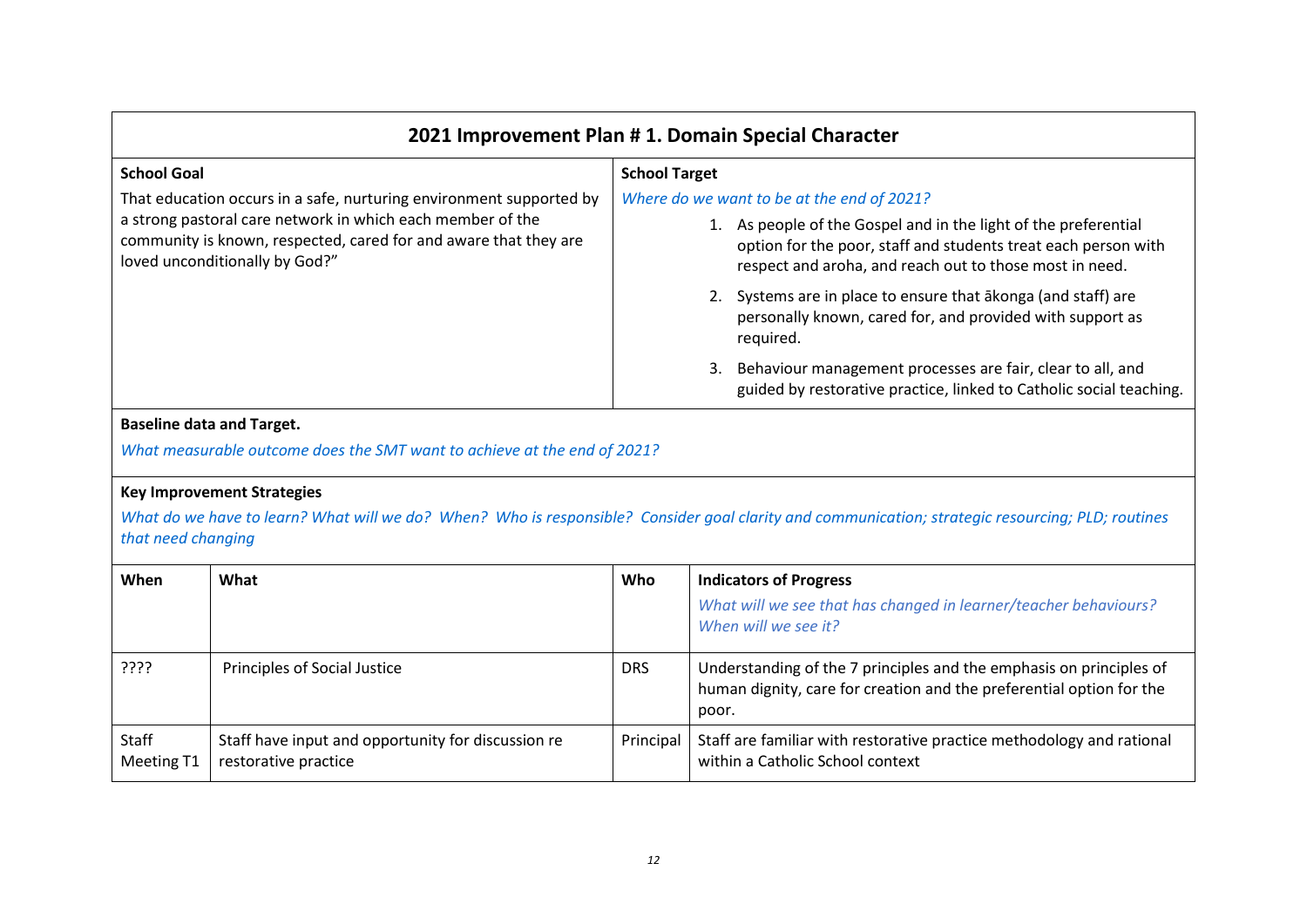## 2021 Improvement Plan # 1. Domain Special Character

**School Goal**

That education occurs in a safe, nurturing environment supported by a strong pastoral care network in which each member of the community is known, respected, cared for and aware that they are loved unconditionally by God?"

**School Target**

*Where do we want to be at the end of 2021?*

1. As people of the Gospel and in the light of the preferential option for the poor, staff and students treat each person with respect and aroha, and reach out to those most in need.
2. Systems are in place to ensure that ākonga (and staff) are personally known, cared for, and provided with support as required.
3. Behaviour management processes are fair, clear to all, and guided by restorative practice, linked to Catholic social teaching.

**Baseline data and Target.**

*What measurable outcome does the SMT want to achieve at the end of 2021?*

**Key Improvement Strategies**

*What do we have to learn? What will we do? When? Who is responsible? Consider goal clarity and communication; strategic resourcing; PLD; routines that need changing*

| When | What | Who | Indicators of Progress<br>*What will we see that has changed in learner/teacher behaviours? When will we see it?* |
|---|---|---|---|
| ???? | Principles of Social Justice | DRS | Understanding of the 7 principles and the emphasis on principles of human dignity, care for creation and the preferential option for the poor. |
| Staff Meeting T1 | Staff have input and opportunity for discussion re restorative practice | Principal | Staff are familiar with restorative practice methodology and rational within a Catholic School context |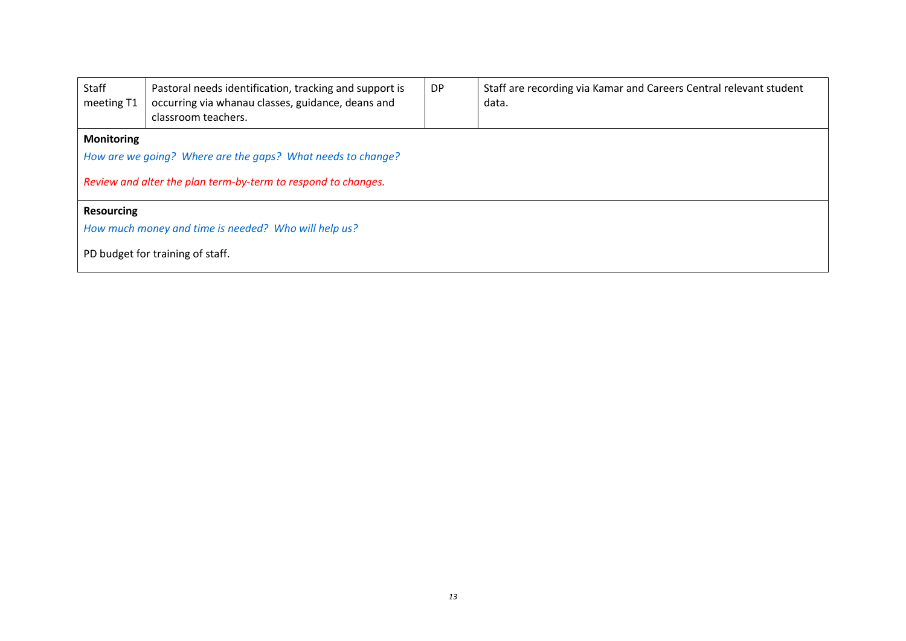| Staff meeting T1 | Pastoral needs identification, tracking and support is occurring via whanau classes, guidance, deans and classroom teachers. | DP | Staff are recording via Kamar and Careers Central relevant student data. |
|---|---|---|---|

**Monitoring**

*How are we going? Where are the gaps? What needs to change?*

*Review and alter the plan term-by-term to respond to changes.*

**Resourcing**

*How much money and time is needed? Who will help us?*

PD budget for training of staff.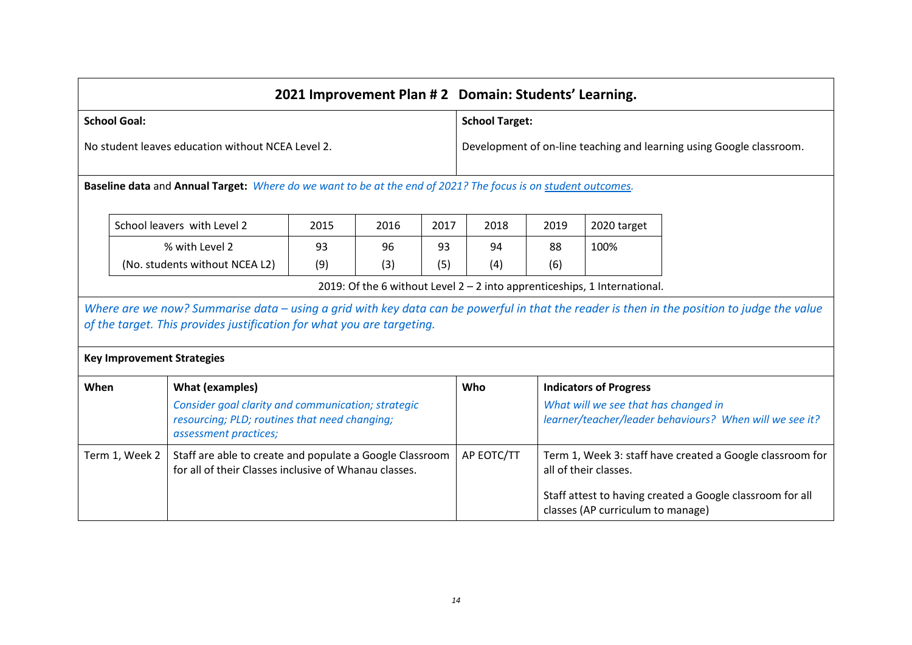## 2021 Improvement Plan # 2 Domain: Students' Learning.

**School Goal:**

No student leaves education without NCEA Level 2.

**School Target:**

Development of on-line teaching and learning using Google classroom.

**Baseline data** and **Annual Target:** *Where do we want to be at the end of 2021? The focus is on student outcomes.*

| School leavers with Level 2 | 2015 | 2016 | 2017 | 2018 | 2019 | 2020 target |
|---|---|---|---|---|---|---|
| % with Level 2<br>(No. students without NCEA L2) | 93<br>(9) | 96<br>(3) | 93<br>(5) | 94<br>(4) | 88<br>(6) | 100% |

2019: Of the 6 without Level 2 – 2 into apprenticeships, 1 International.

*Where are we now? Summarise data – using a grid with key data can be powerful in that the reader is then in the position to judge the value of the target. This provides justification for what you are targeting.*

**Key Improvement Strategies**

| When | What (examples)<br>*Consider goal clarity and communication; strategic resourcing; PLD; routines that need changing; assessment practices;* | Who | Indicators of Progress<br>*What will we see that has changed in learner/teacher/leader behaviours? When will we see it?* |
|---|---|---|---|
| Term 1, Week 2 | Staff are able to create and populate a Google Classroom for all of their Classes inclusive of Whanau classes. | AP EOTC/TT | Term 1, Week 3: staff have created a Google classroom for all of their classes.<br><br>Staff attest to having created a Google classroom for all classes (AP curriculum to manage) |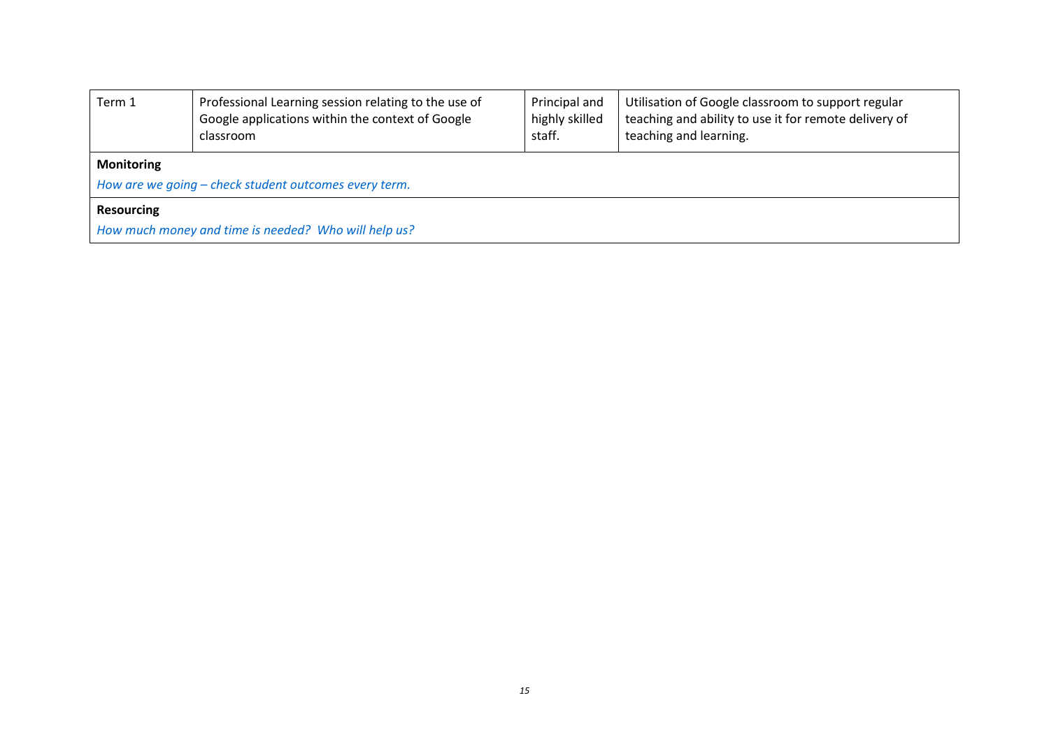| Term 1 | Professional Learning session relating to the use of Google applications within the context of Google classroom | Principal and highly skilled staff. | Utilisation of Google classroom to support regular teaching and ability to use it for remote delivery of teaching and learning. |
|---|---|---|---|

**Monitoring**

*How are we going – check student outcomes every term.*

**Resourcing**

*How much money and time is needed? Who will help us?*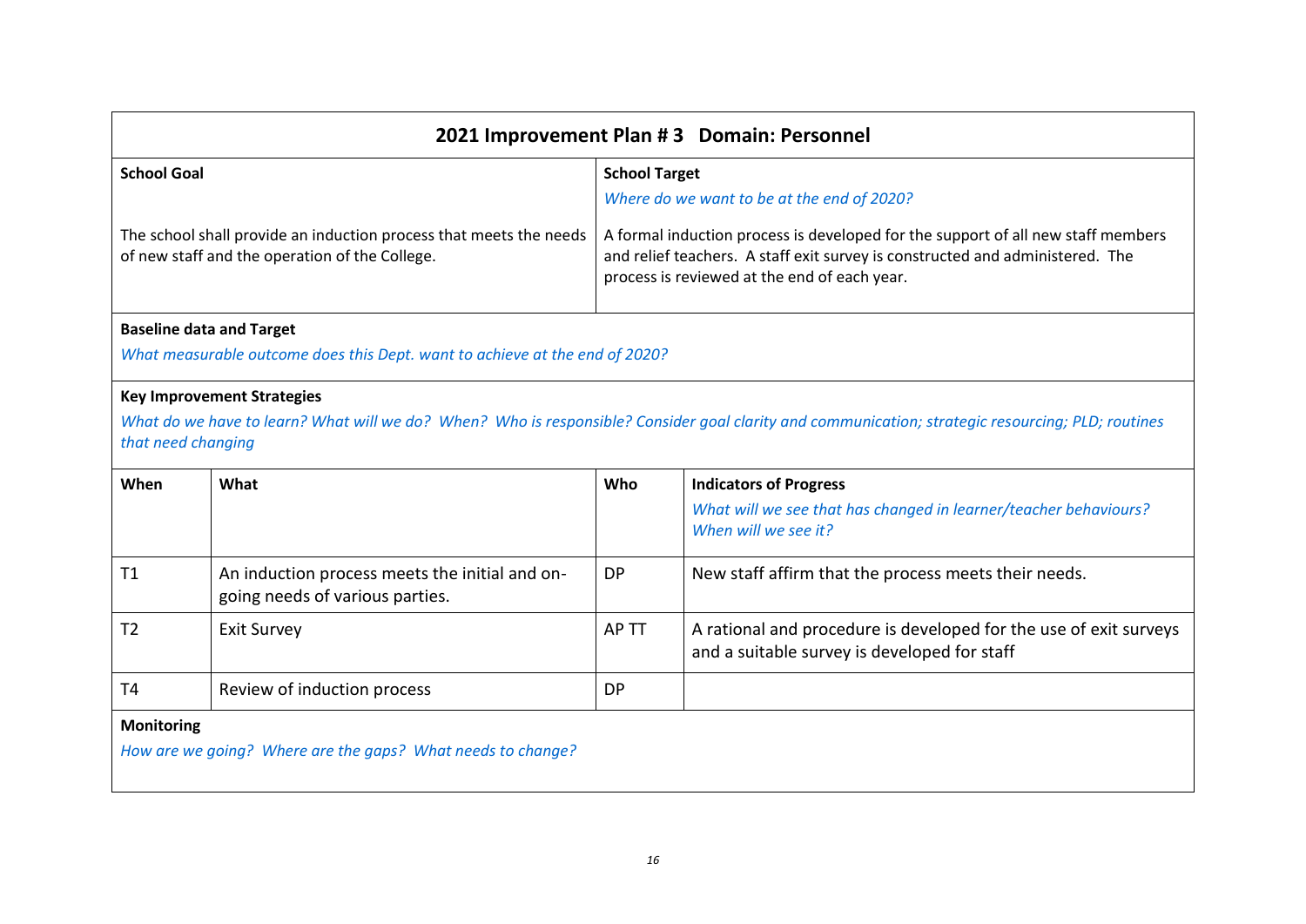## 2021 Improvement Plan # 3 Domain: Personnel

| **School Goal** | **School Target** |
| --- | --- |
| | *Where do we want to be at the end of 2020?* |
| The school shall provide an induction process that meets the needs of new staff and the operation of the College. | A formal induction process is developed for the support of all new staff members and relief teachers. A staff exit survey is constructed and administered. The process is reviewed at the end of each year. |

**Baseline data and Target**

*What measurable outcome does this Dept. want to achieve at the end of 2020?*

**Key Improvement Strategies**

*What do we have to learn? What will we do? When? Who is responsible? Consider goal clarity and communication; strategic resourcing; PLD; routines that need changing*

| **When** | **What** | **Who** | **Indicators of Progress**<br>*What will we see that has changed in learner/teacher behaviours? When will we see it?* |
| --- | --- | --- | --- |
| T1 | An induction process meets the initial and on-going needs of various parties. | DP | New staff affirm that the process meets their needs. |
| T2 | Exit Survey | AP TT | A rational and procedure is developed for the use of exit surveys and a suitable survey is developed for staff |
| T4 | Review of induction process | DP | |

**Monitoring**

*How are we going? Where are the gaps? What needs to change?*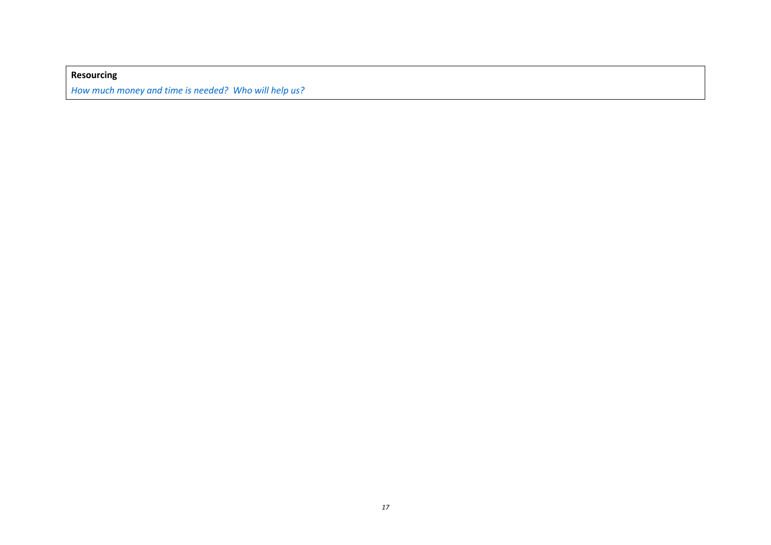**Resourcing**

*How much money and time is needed? Who will help us?*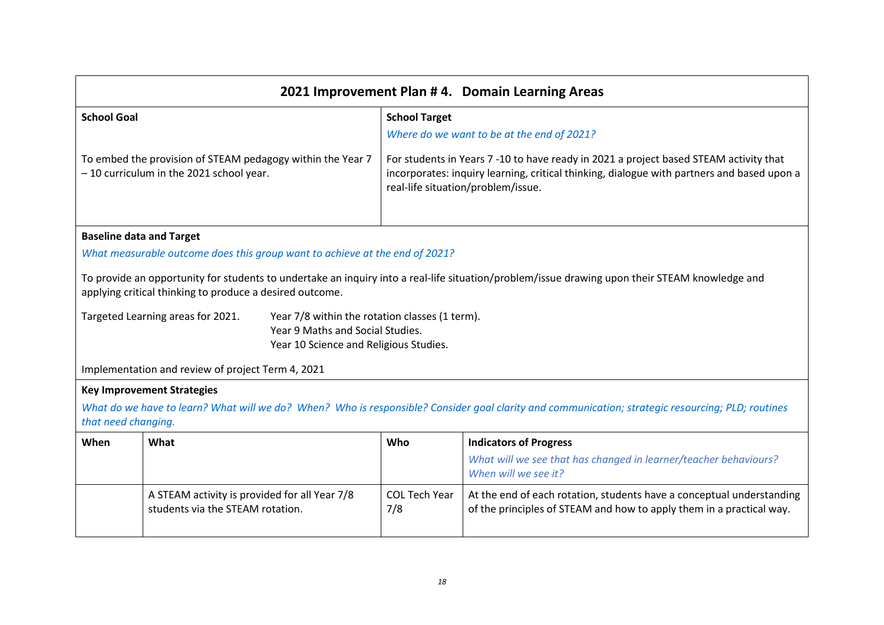## 2021 Improvement Plan # 4. Domain Learning Areas

| **School Goal** | **School Target** |
| --- | --- |
| | *Where do we want to be at the end of 2021?* |
| To embed the provision of STEAM pedagogy within the Year 7 – 10 curriculum in the 2021 school year. | For students in Years 7 -10 to have ready in 2021 a project based STEAM activity that incorporates: inquiry learning, critical thinking, dialogue with partners and based upon a real-life situation/problem/issue. |

**Baseline data and Target**

*What measurable outcome does this group want to achieve at the end of 2021?*

To provide an opportunity for students to undertake an inquiry into a real-life situation/problem/issue drawing upon their STEAM knowledge and applying critical thinking to produce a desired outcome.

Targeted Learning areas for 2021.
- Year 7/8 within the rotation classes (1 term).
- Year 9 Maths and Social Studies.
- Year 10 Science and Religious Studies.

Implementation and review of project Term 4, 2021

**Key Improvement Strategies**

*What do we have to learn? What will we do? When? Who is responsible? Consider goal clarity and communication; strategic resourcing; PLD; routines that need changing.*

| When | What | Who | Indicators of Progress<br>*What will we see that has changed in learner/teacher behaviours? When will we see it?* |
| --- | --- | --- | --- |
| | A STEAM activity is provided for all Year 7/8 students via the STEAM rotation. | COL Tech Year 7/8 | At the end of each rotation, students have a conceptual understanding of the principles of STEAM and how to apply them in a practical way. |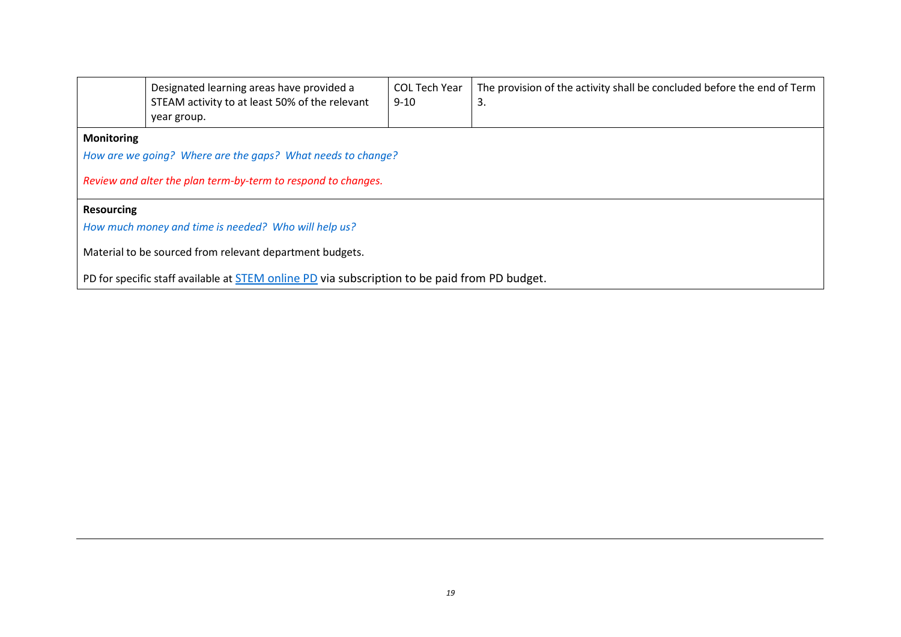|  | Designated learning areas have provided a STEAM activity to at least 50% of the relevant year group. | COL Tech Year 9-10 | The provision of the activity shall be concluded before the end of Term 3. |
|---|---|---|---|

**Monitoring**

*How are we going? Where are the gaps? What needs to change?*

*Review and alter the plan term-by-term to respond to changes.*

**Resourcing**

*How much money and time is needed? Who will help us?*

Material to be sourced from relevant department budgets.

PD for specific staff available at STEM online PD via subscription to be paid from PD budget.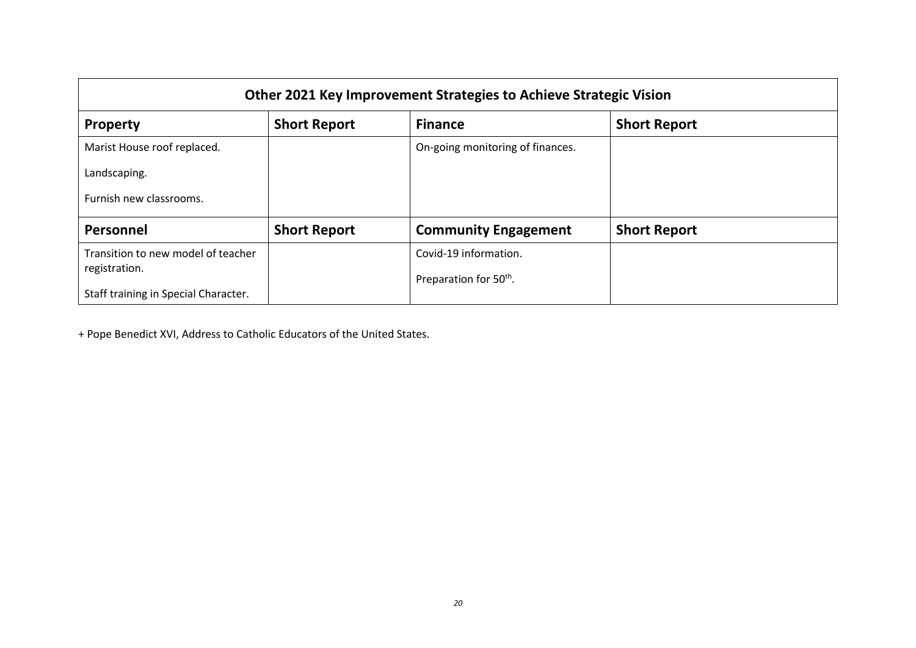| Other 2021 Key Improvement Strategies to Achieve Strategic Vision | | | |
|---|---|---|---|
| **Property** | **Short Report** | **Finance** | **Short Report** |
| Marist House roof replaced.<br><br>Landscaping.<br><br>Furnish new classrooms. | | On-going monitoring of finances. | |
| **Personnel** | **Short Report** | **Community Engagement** | **Short Report** |
| Transition to new model of teacher registration.<br><br>Staff training in Special Character. | | Covid-19 information.<br><br>Preparation for 50th. | |

+ Pope Benedict XVI, Address to Catholic Educators of the United States.